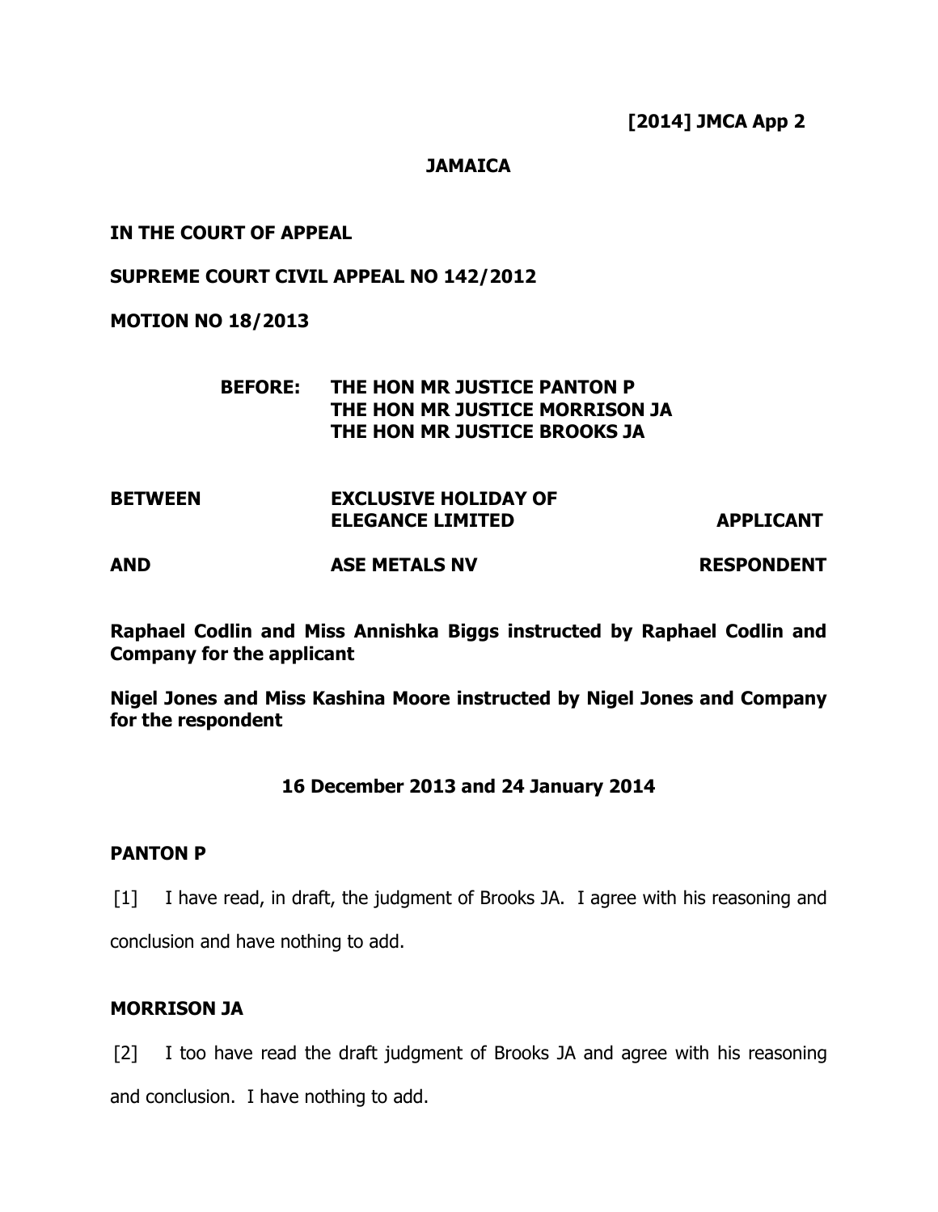**[2014] JMCA App 2**

**JAMAICA**

**IN THE COURT OF APPEAL**

**SUPREME COURT CIVIL APPEAL NO 142/2012**

**MOTION NO 18/2013**

**BEFORE: THE HON MR JUSTICE PANTON P**
**THE HON MR JUSTICE MORRISON JA**
**THE HON MR JUSTICE BROOKS JA**

| | | |
|---|---|---|
| **BETWEEN** | **EXCLUSIVE HOLIDAY OF ELEGANCE LIMITED** | **APPLICANT** |
| **AND** | **ASE METALS NV** | **RESPONDENT** |

**Raphael Codlin and Miss Annishka Biggs instructed by Raphael Codlin and Company for the applicant**

**Nigel Jones and Miss Kashina Moore instructed by Nigel Jones and Company for the respondent**

**16 December 2013 and 24 January 2014**

**PANTON P**

[1] I have read, in draft, the judgment of Brooks JA. I agree with his reasoning and conclusion and have nothing to add.

**MORRISON JA**

[2] I too have read the draft judgment of Brooks JA and agree with his reasoning and conclusion. I have nothing to add.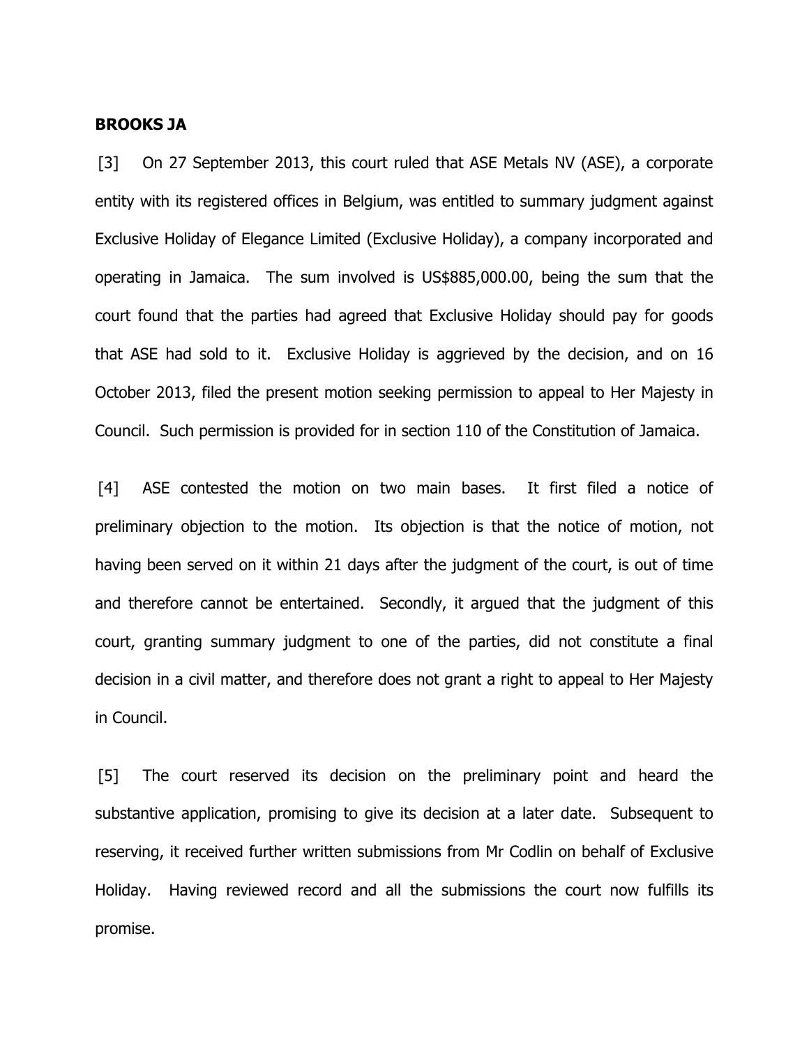**BROOKS JA**

[3] On 27 September 2013, this court ruled that ASE Metals NV (ASE), a corporate entity with its registered offices in Belgium, was entitled to summary judgment against Exclusive Holiday of Elegance Limited (Exclusive Holiday), a company incorporated and operating in Jamaica. The sum involved is US$885,000.00, being the sum that the court found that the parties had agreed that Exclusive Holiday should pay for goods that ASE had sold to it. Exclusive Holiday is aggrieved by the decision, and on 16 October 2013, filed the present motion seeking permission to appeal to Her Majesty in Council. Such permission is provided for in section 110 of the Constitution of Jamaica.

[4] ASE contested the motion on two main bases. It first filed a notice of preliminary objection to the motion. Its objection is that the notice of motion, not having been served on it within 21 days after the judgment of the court, is out of time and therefore cannot be entertained. Secondly, it argued that the judgment of this court, granting summary judgment to one of the parties, did not constitute a final decision in a civil matter, and therefore does not grant a right to appeal to Her Majesty in Council.

[5] The court reserved its decision on the preliminary point and heard the substantive application, promising to give its decision at a later date. Subsequent to reserving, it received further written submissions from Mr Codlin on behalf of Exclusive Holiday. Having reviewed record and all the submissions the court now fulfills its promise.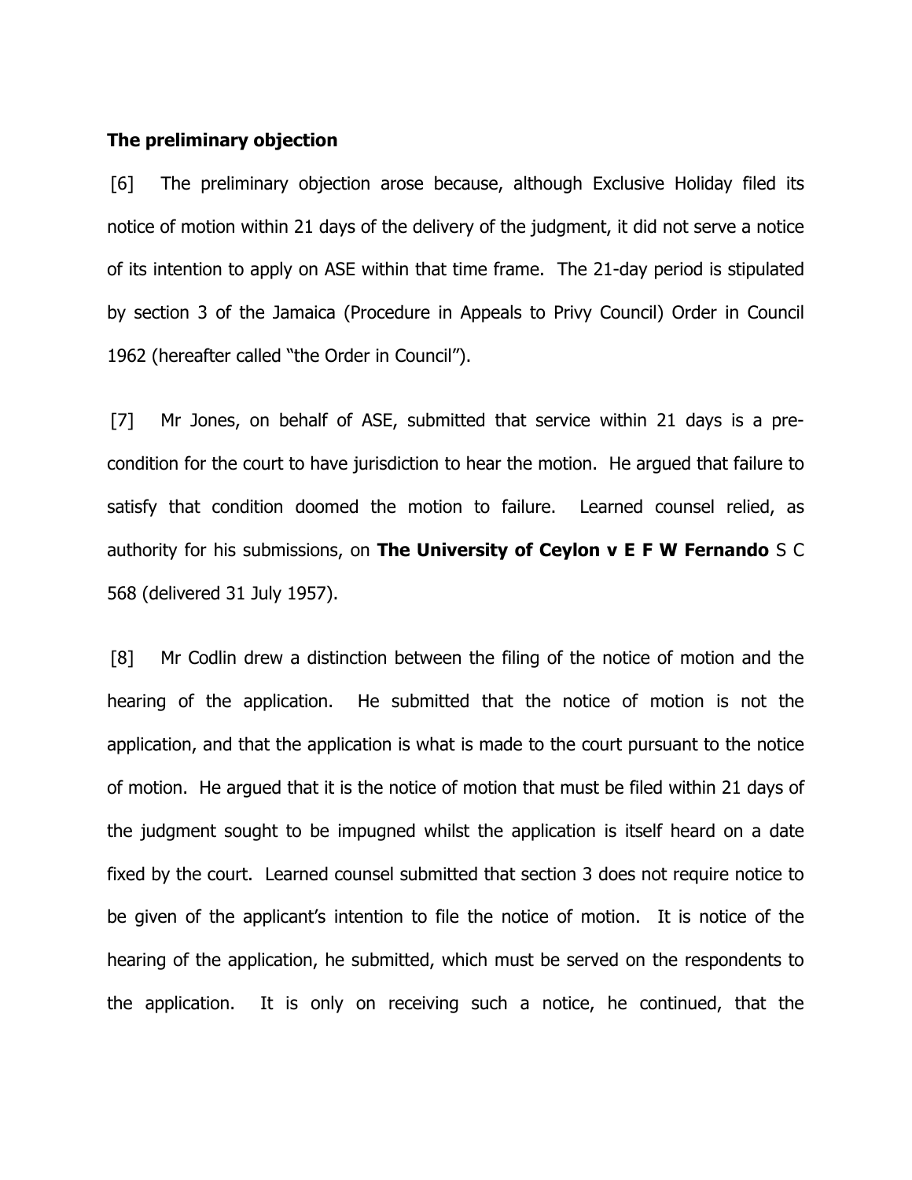**The preliminary objection**

[6] The preliminary objection arose because, although Exclusive Holiday filed its notice of motion within 21 days of the delivery of the judgment, it did not serve a notice of its intention to apply on ASE within that time frame. The 21-day period is stipulated by section 3 of the Jamaica (Procedure in Appeals to Privy Council) Order in Council 1962 (hereafter called "the Order in Council").

[7] Mr Jones, on behalf of ASE, submitted that service within 21 days is a pre-condition for the court to have jurisdiction to hear the motion. He argued that failure to satisfy that condition doomed the motion to failure. Learned counsel relied, as authority for his submissions, on **The University of Ceylon v E F W Fernando** S C 568 (delivered 31 July 1957).

[8] Mr Codlin drew a distinction between the filing of the notice of motion and the hearing of the application. He submitted that the notice of motion is not the application, and that the application is what is made to the court pursuant to the notice of motion. He argued that it is the notice of motion that must be filed within 21 days of the judgment sought to be impugned whilst the application is itself heard on a date fixed by the court. Learned counsel submitted that section 3 does not require notice to be given of the applicant's intention to file the notice of motion. It is notice of the hearing of the application, he submitted, which must be served on the respondents to the application. It is only on receiving such a notice, he continued, that the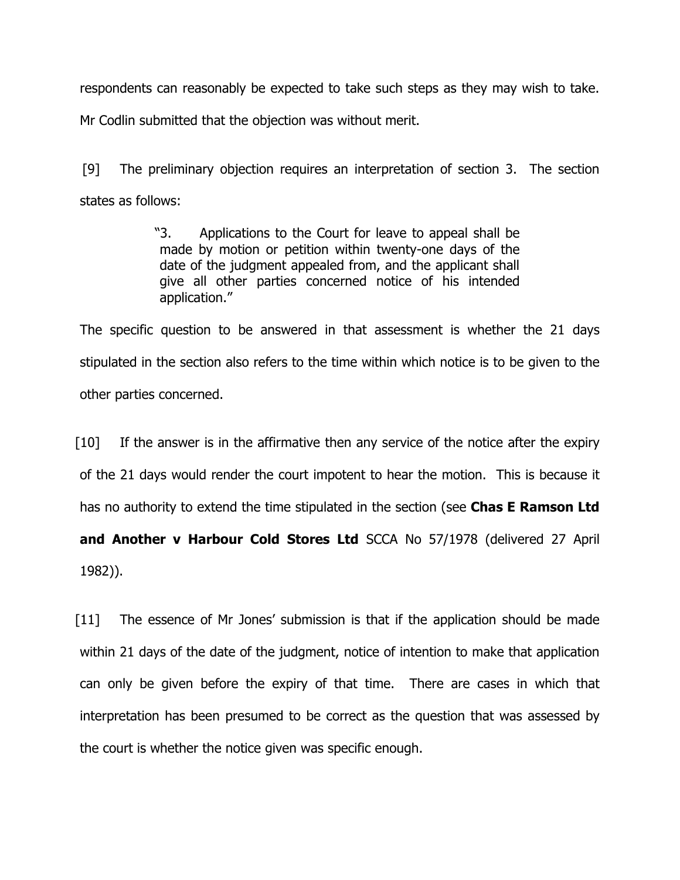respondents can reasonably be expected to take such steps as they may wish to take. Mr Codlin submitted that the objection was without merit.

[9] The preliminary objection requires an interpretation of section 3. The section states as follows:

> "3. Applications to the Court for leave to appeal shall be made by motion or petition within twenty-one days of the date of the judgment appealed from, and the applicant shall give all other parties concerned notice of his intended application."

The specific question to be answered in that assessment is whether the 21 days stipulated in the section also refers to the time within which notice is to be given to the other parties concerned.

[10] If the answer is in the affirmative then any service of the notice after the expiry of the 21 days would render the court impotent to hear the motion. This is because it has no authority to extend the time stipulated in the section (see **Chas E Ramson Ltd and Another v Harbour Cold Stores Ltd** SCCA No 57/1978 (delivered 27 April 1982)).

[11] The essence of Mr Jones' submission is that if the application should be made within 21 days of the date of the judgment, notice of intention to make that application can only be given before the expiry of that time. There are cases in which that interpretation has been presumed to be correct as the question that was assessed by the court is whether the notice given was specific enough.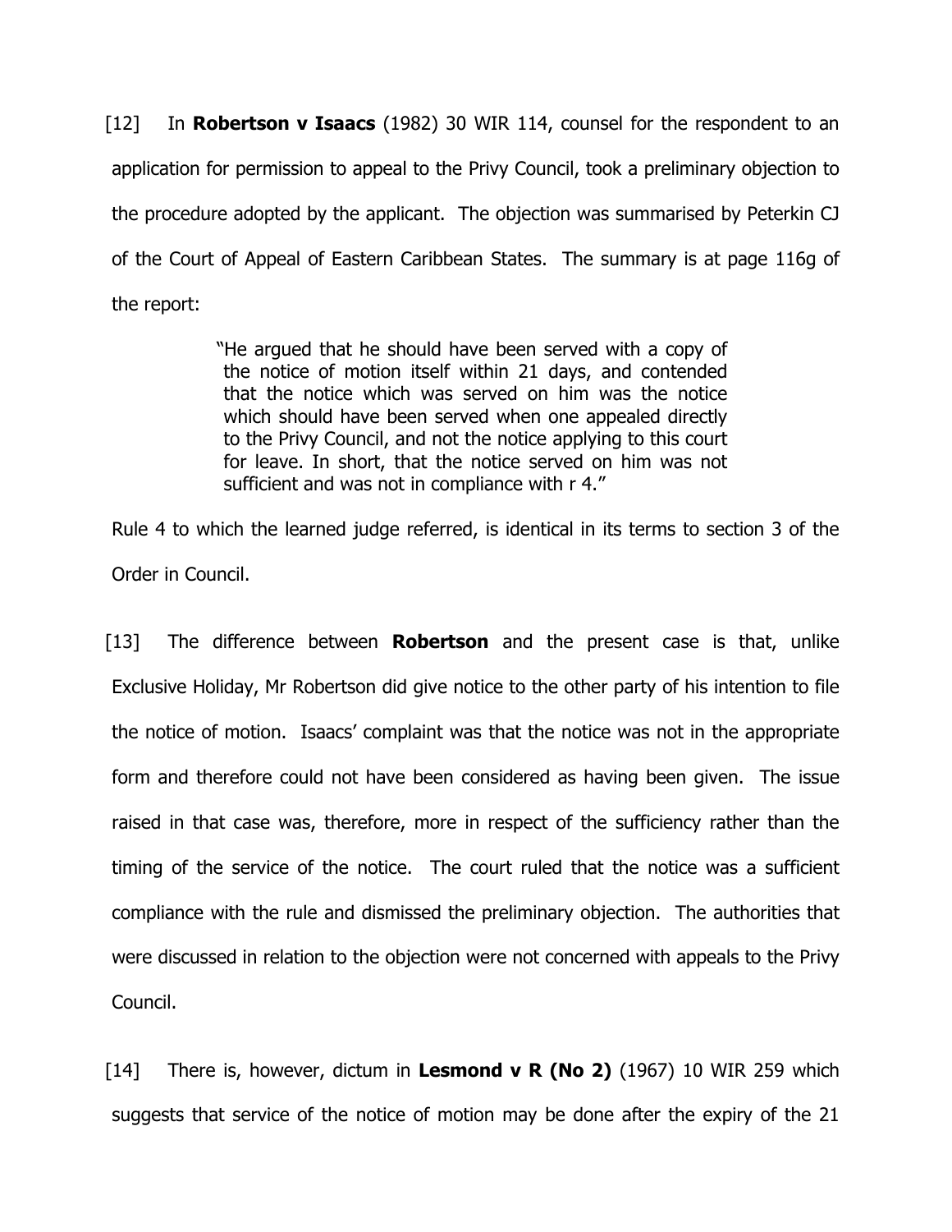[12] In **Robertson v Isaacs** (1982) 30 WIR 114, counsel for the respondent to an application for permission to appeal to the Privy Council, took a preliminary objection to the procedure adopted by the applicant. The objection was summarised by Peterkin CJ of the Court of Appeal of Eastern Caribbean States. The summary is at page 116g of the report:

> "He argued that he should have been served with a copy of the notice of motion itself within 21 days, and contended that the notice which was served on him was the notice which should have been served when one appealed directly to the Privy Council, and not the notice applying to this court for leave. In short, that the notice served on him was not sufficient and was not in compliance with r 4."

Rule 4 to which the learned judge referred, is identical in its terms to section 3 of the Order in Council.

[13] The difference between **Robertson** and the present case is that, unlike Exclusive Holiday, Mr Robertson did give notice to the other party of his intention to file the notice of motion. Isaacs' complaint was that the notice was not in the appropriate form and therefore could not have been considered as having been given. The issue raised in that case was, therefore, more in respect of the sufficiency rather than the timing of the service of the notice. The court ruled that the notice was a sufficient compliance with the rule and dismissed the preliminary objection. The authorities that were discussed in relation to the objection were not concerned with appeals to the Privy Council.

[14] There is, however, dictum in **Lesmond v R (No 2)** (1967) 10 WIR 259 which suggests that service of the notice of motion may be done after the expiry of the 21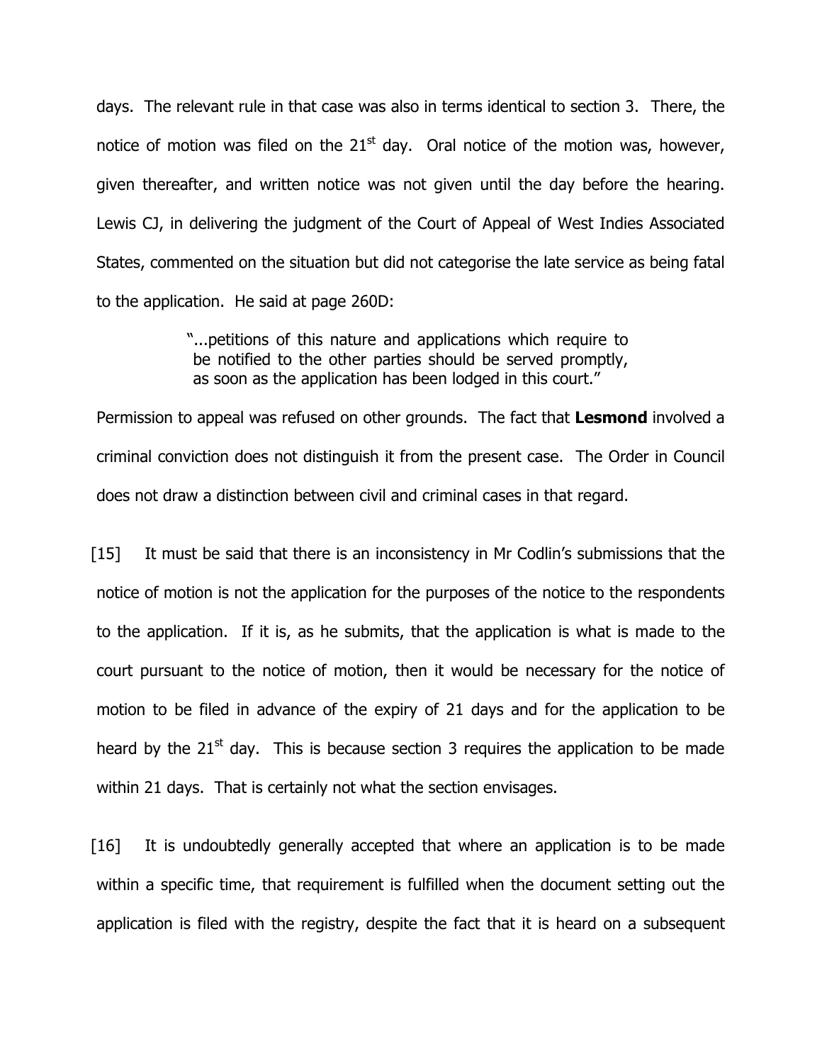days. The relevant rule in that case was also in terms identical to section 3. There, the notice of motion was filed on the $21^{st}$ day. Oral notice of the motion was, however, given thereafter, and written notice was not given until the day before the hearing. Lewis CJ, in delivering the judgment of the Court of Appeal of West Indies Associated States, commented on the situation but did not categorise the late service as being fatal to the application. He said at page 260D:

> "...petitions of this nature and applications which require to be notified to the other parties should be served promptly, as soon as the application has been lodged in this court."

Permission to appeal was refused on other grounds. The fact that **Lesmond** involved a criminal conviction does not distinguish it from the present case. The Order in Council does not draw a distinction between civil and criminal cases in that regard.

[15] It must be said that there is an inconsistency in Mr Codlin's submissions that the notice of motion is not the application for the purposes of the notice to the respondents to the application. If it is, as he submits, that the application is what is made to the court pursuant to the notice of motion, then it would be necessary for the notice of motion to be filed in advance of the expiry of 21 days and for the application to be heard by the $21^{st}$ day. This is because section 3 requires the application to be made within 21 days. That is certainly not what the section envisages.

[16] It is undoubtedly generally accepted that where an application is to be made within a specific time, that requirement is fulfilled when the document setting out the application is filed with the registry, despite the fact that it is heard on a subsequent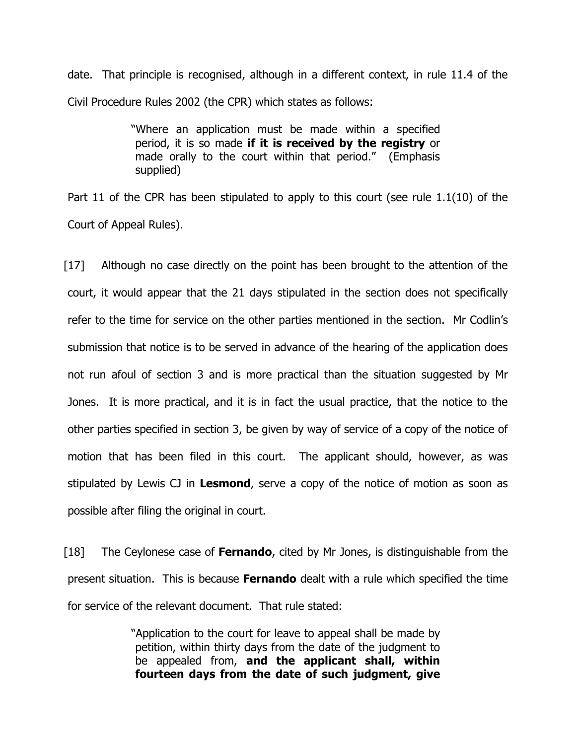date. That principle is recognised, although in a different context, in rule 11.4 of the Civil Procedure Rules 2002 (the CPR) which states as follows:

> "Where an application must be made within a specified period, it is so made **if it is received by the registry** or made orally to the court within that period." (Emphasis supplied)

Part 11 of the CPR has been stipulated to apply to this court (see rule 1.1(10) of the Court of Appeal Rules).

[17] Although no case directly on the point has been brought to the attention of the court, it would appear that the 21 days stipulated in the section does not specifically refer to the time for service on the other parties mentioned in the section. Mr Codlin's submission that notice is to be served in advance of the hearing of the application does not run afoul of section 3 and is more practical than the situation suggested by Mr Jones. It is more practical, and it is in fact the usual practice, that the notice to the other parties specified in section 3, be given by way of service of a copy of the notice of motion that has been filed in this court. The applicant should, however, as was stipulated by Lewis CJ in **Lesmond**, serve a copy of the notice of motion as soon as possible after filing the original in court.

[18] The Ceylonese case of **Fernando**, cited by Mr Jones, is distinguishable from the present situation. This is because **Fernando** dealt with a rule which specified the time for service of the relevant document. That rule stated:

> "Application to the court for leave to appeal shall be made by petition, within thirty days from the date of the judgment to be appealed from, **and the applicant shall, within fourteen days from the date of such judgment, give**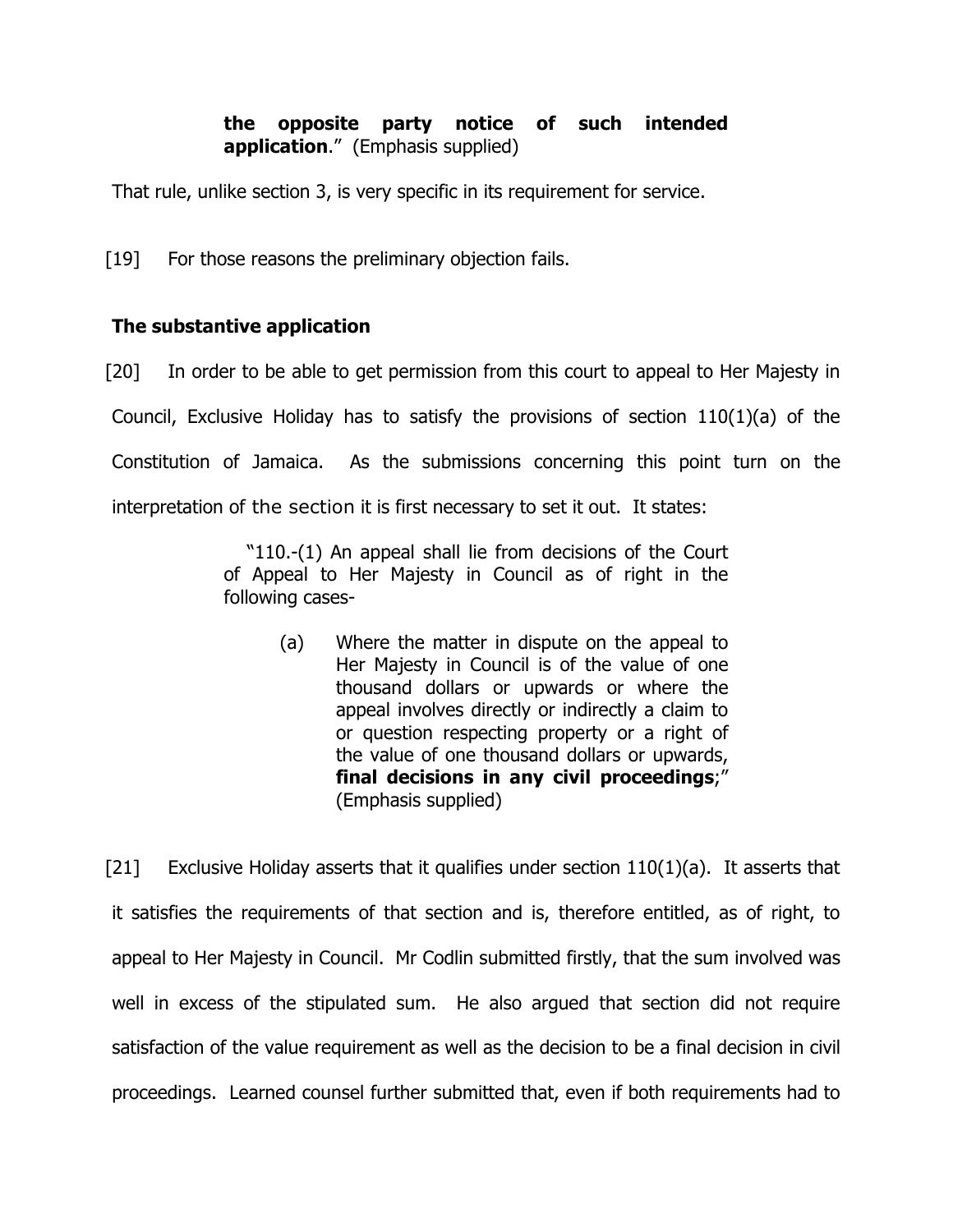> **the opposite party notice of such intended application**." (Emphasis supplied)

That rule, unlike section 3, is very specific in its requirement for service.

[19] For those reasons the preliminary objection fails.

### The substantive application

[20] In order to be able to get permission from this court to appeal to Her Majesty in Council, Exclusive Holiday has to satisfy the provisions of section 110(1)(a) of the Constitution of Jamaica. As the submissions concerning this point turn on the interpretation of the section it is first necessary to set it out. It states:

> "110.-(1) An appeal shall lie from decisions of the Court of Appeal to Her Majesty in Council as of right in the following cases-
>
> (a) Where the matter in dispute on the appeal to Her Majesty in Council is of the value of one thousand dollars or upwards or where the appeal involves directly or indirectly a claim to or question respecting property or a right of the value of one thousand dollars or upwards, **final decisions in any civil proceedings**;" (Emphasis supplied)

[21] Exclusive Holiday asserts that it qualifies under section 110(1)(a). It asserts that it satisfies the requirements of that section and is, therefore entitled, as of right, to appeal to Her Majesty in Council. Mr Codlin submitted firstly, that the sum involved was well in excess of the stipulated sum. He also argued that section did not require satisfaction of the value requirement as well as the decision to be a final decision in civil proceedings. Learned counsel further submitted that, even if both requirements had to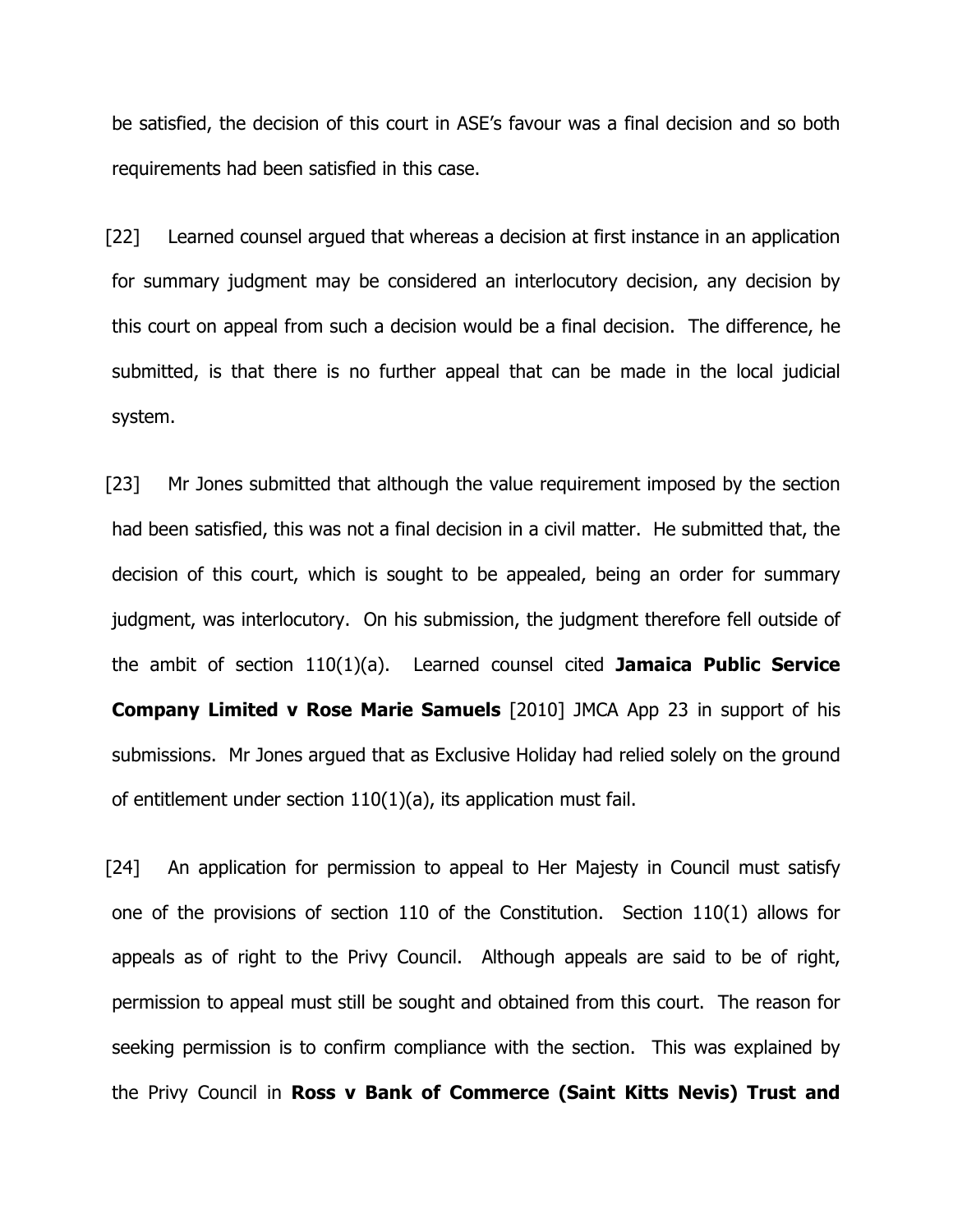be satisfied, the decision of this court in ASE's favour was a final decision and so both requirements had been satisfied in this case.

[22] Learned counsel argued that whereas a decision at first instance in an application for summary judgment may be considered an interlocutory decision, any decision by this court on appeal from such a decision would be a final decision. The difference, he submitted, is that there is no further appeal that can be made in the local judicial system.

[23] Mr Jones submitted that although the value requirement imposed by the section had been satisfied, this was not a final decision in a civil matter. He submitted that, the decision of this court, which is sought to be appealed, being an order for summary judgment, was interlocutory. On his submission, the judgment therefore fell outside of the ambit of section 110(1)(a). Learned counsel cited **Jamaica Public Service Company Limited v Rose Marie Samuels** [2010] JMCA App 23 in support of his submissions. Mr Jones argued that as Exclusive Holiday had relied solely on the ground of entitlement under section 110(1)(a), its application must fail.

[24] An application for permission to appeal to Her Majesty in Council must satisfy one of the provisions of section 110 of the Constitution. Section 110(1) allows for appeals as of right to the Privy Council. Although appeals are said to be of right, permission to appeal must still be sought and obtained from this court. The reason for seeking permission is to confirm compliance with the section. This was explained by the Privy Council in **Ross v Bank of Commerce (Saint Kitts Nevis) Trust and**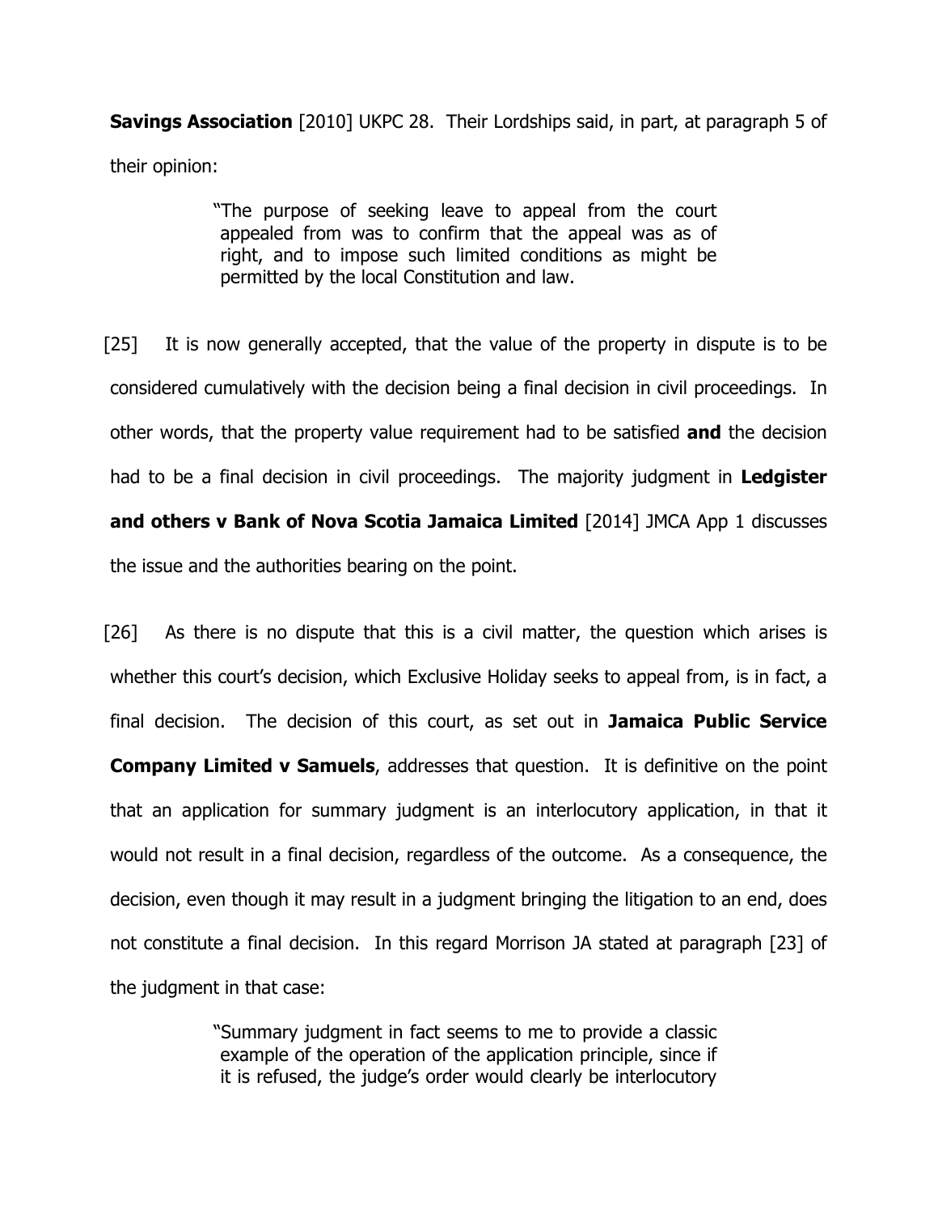**Savings Association** [2010] UKPC 28. Their Lordships said, in part, at paragraph 5 of their opinion:

> "The purpose of seeking leave to appeal from the court appealed from was to confirm that the appeal was as of right, and to impose such limited conditions as might be permitted by the local Constitution and law.

[25] It is now generally accepted, that the value of the property in dispute is to be considered cumulatively with the decision being a final decision in civil proceedings. In other words, that the property value requirement had to be satisfied **and** the decision had to be a final decision in civil proceedings. The majority judgment in **Ledgister and others v Bank of Nova Scotia Jamaica Limited** [2014] JMCA App 1 discusses the issue and the authorities bearing on the point.

[26] As there is no dispute that this is a civil matter, the question which arises is whether this court's decision, which Exclusive Holiday seeks to appeal from, is in fact, a final decision. The decision of this court, as set out in **Jamaica Public Service Company Limited v Samuels**, addresses that question. It is definitive on the point that an application for summary judgment is an interlocutory application, in that it would not result in a final decision, regardless of the outcome. As a consequence, the decision, even though it may result in a judgment bringing the litigation to an end, does not constitute a final decision. In this regard Morrison JA stated at paragraph [23] of the judgment in that case:

> "Summary judgment in fact seems to me to provide a classic example of the operation of the application principle, since if it is refused, the judge's order would clearly be interlocutory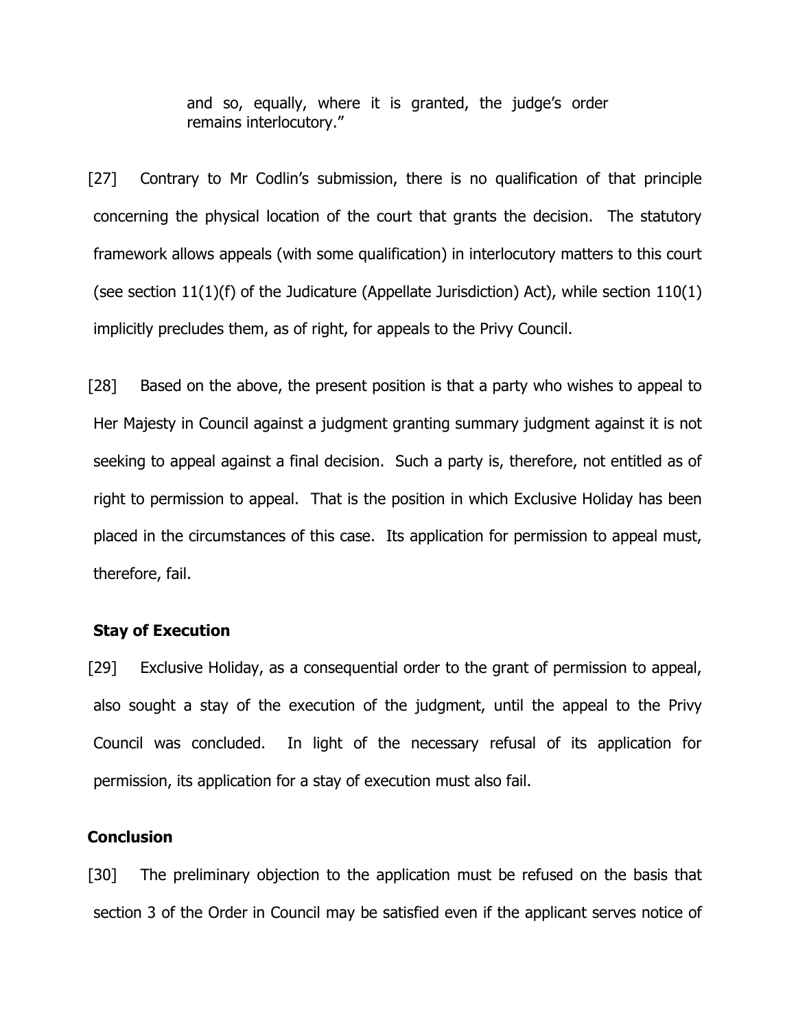> and so, equally, where it is granted, the judge's order remains interlocutory."

[27] Contrary to Mr Codlin's submission, there is no qualification of that principle concerning the physical location of the court that grants the decision. The statutory framework allows appeals (with some qualification) in interlocutory matters to this court (see section 11(1)(f) of the Judicature (Appellate Jurisdiction) Act), while section 110(1) implicitly precludes them, as of right, for appeals to the Privy Council.

[28] Based on the above, the present position is that a party who wishes to appeal to Her Majesty in Council against a judgment granting summary judgment against it is not seeking to appeal against a final decision. Such a party is, therefore, not entitled as of right to permission to appeal. That is the position in which Exclusive Holiday has been placed in the circumstances of this case. Its application for permission to appeal must, therefore, fail.

**Stay of Execution**

[29] Exclusive Holiday, as a consequential order to the grant of permission to appeal, also sought a stay of the execution of the judgment, until the appeal to the Privy Council was concluded. In light of the necessary refusal of its application for permission, its application for a stay of execution must also fail.

**Conclusion**

[30] The preliminary objection to the application must be refused on the basis that section 3 of the Order in Council may be satisfied even if the applicant serves notice of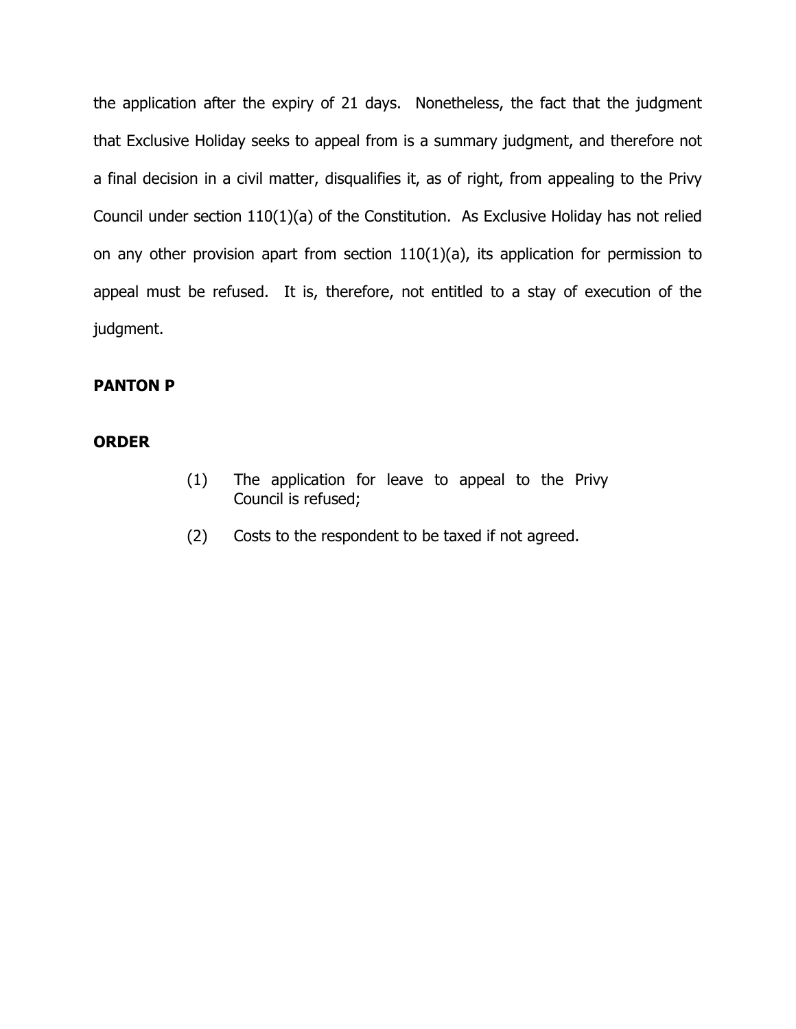the application after the expiry of 21 days. Nonetheless, the fact that the judgment that Exclusive Holiday seeks to appeal from is a summary judgment, and therefore not a final decision in a civil matter, disqualifies it, as of right, from appealing to the Privy Council under section 110(1)(a) of the Constitution. As Exclusive Holiday has not relied on any other provision apart from section 110(1)(a), its application for permission to appeal must be refused. It is, therefore, not entitled to a stay of execution of the judgment.

**PANTON P**

**ORDER**

(1) The application for leave to appeal to the Privy Council is refused;

(2) Costs to the respondent to be taxed if not agreed.